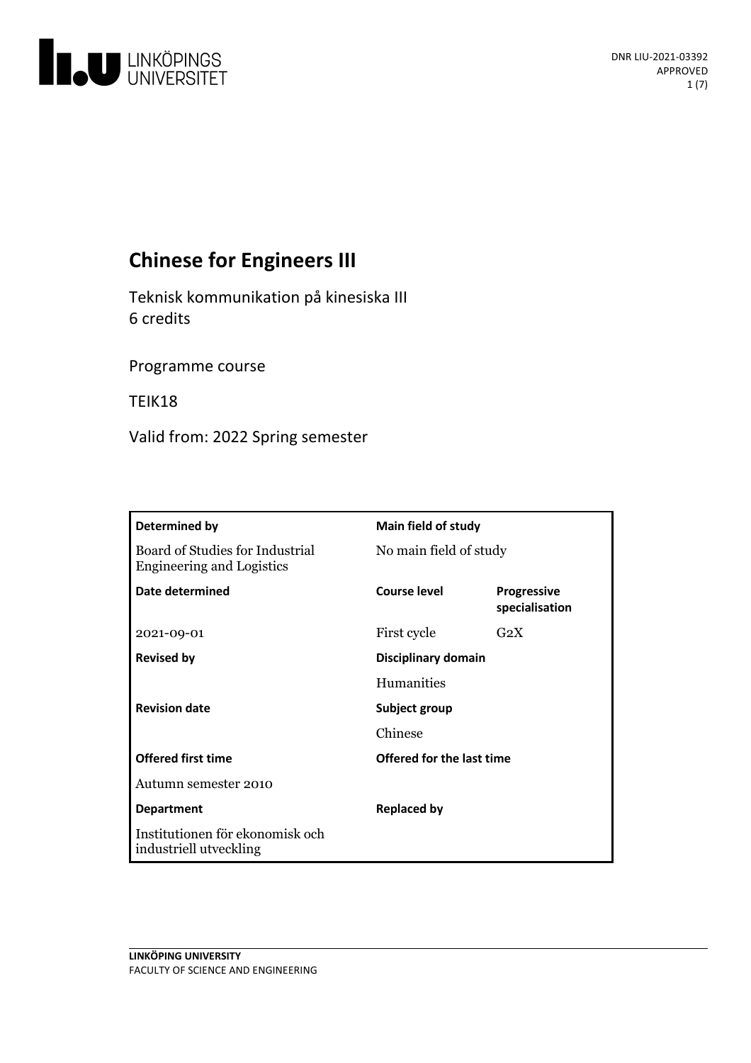LINKÖPINGS UNIVERSITET

DNR LIU-2021-03392
APPROVED

# Chinese for Engineers III

Teknisk kommunikation på kinesiska III
6 credits

Programme course

TEIK18

Valid from: 2022 Spring semester

| Determined by | Main field of study | |
|---|---|---|
| Board of Studies for Industrial Engineering and Logistics | No main field of study | |
| **Date determined** | **Course level** | **Progressive specialisation** |
| 2021-09-01 | First cycle | G2X |
| **Revised by** | **Disciplinary domain** | |
| | Humanities | |
| **Revision date** | **Subject group** | |
| | Chinese | |
| **Offered first time** | **Offered for the last time** | |
| Autumn semester 2010 | | |
| **Department** | **Replaced by** | |
| Institutionen för ekonomisk och industriell utveckling | | |

LINKÖPING UNIVERSITY
FACULTY OF SCIENCE AND ENGINEERING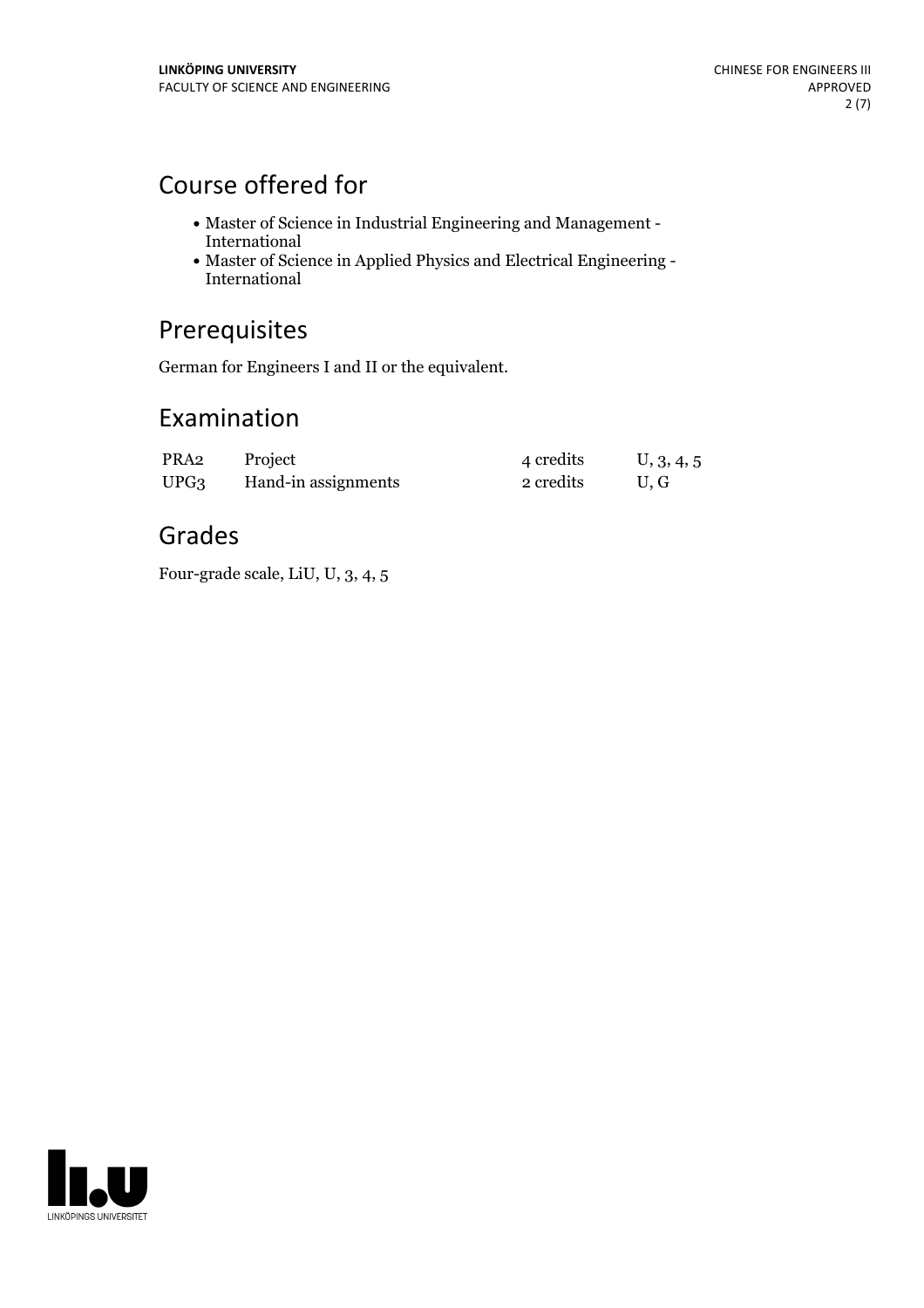## Course offered for

- Master of Science in Industrial Engineering and Management - International
- Master of Science in Applied Physics and Electrical Engineering - International

## Prerequisites

German for Engineers I and II or the equivalent.

## Examination

| | | | |
|---|---|---|---|
| PRA2 | Project | 4 credits | U, 3, 4, 5 |
| UPG3 | Hand-in assignments | 2 credits | U, G |

## Grades

Four-grade scale, LiU, U, 3, 4, 5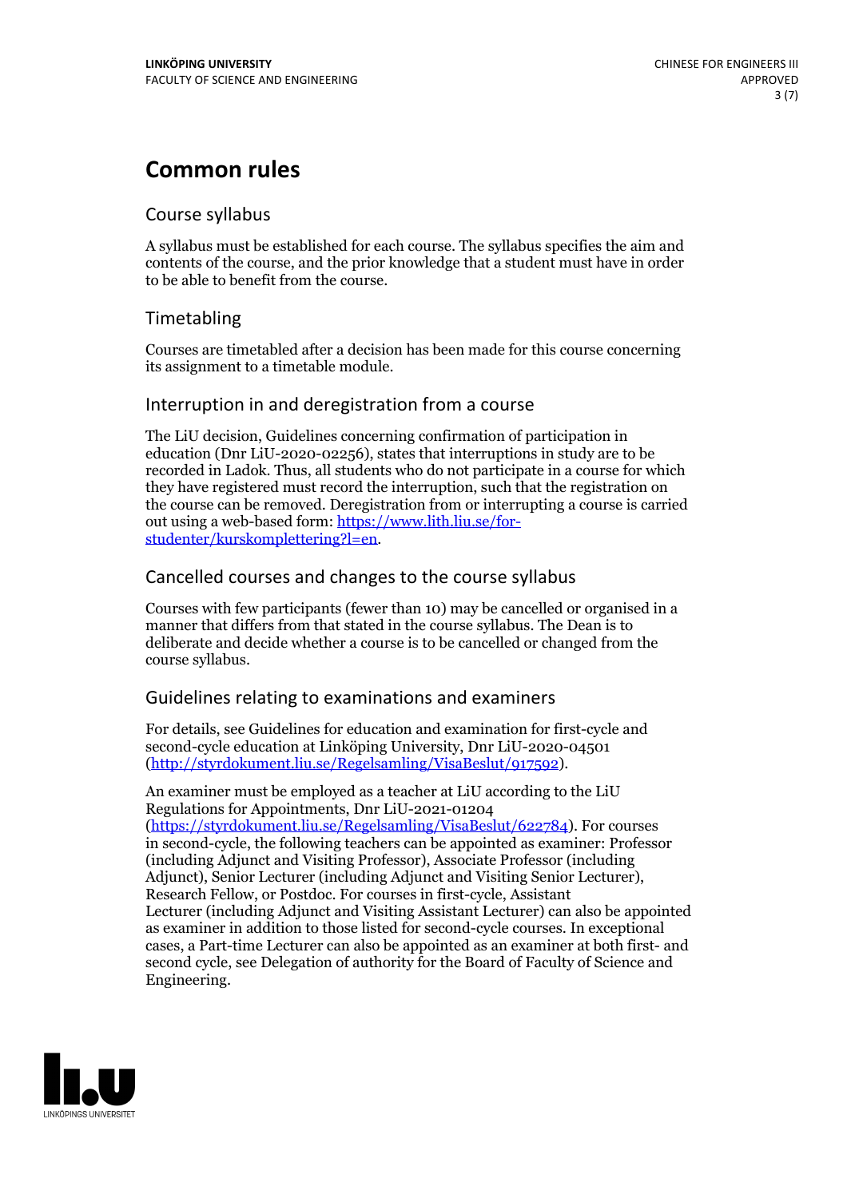# Common rules

## Course syllabus

A syllabus must be established for each course. The syllabus specifies the aim and contents of the course, and the prior knowledge that a student must have in order to be able to benefit from the course.

## Timetabling

Courses are timetabled after a decision has been made for this course concerning its assignment to a timetable module.

## Interruption in and deregistration from a course

The LiU decision, Guidelines concerning confirmation of participation in education (Dnr LiU-2020-02256), states that interruptions in study are to be recorded in Ladok. Thus, all students who do not participate in a course for which they have registered must record the interruption, such that the registration on the course can be removed. Deregistration from or interrupting a course is carried out using a web-based form: https://www.lith.liu.se/for-studenter/kurskomplettering?l=en.

## Cancelled courses and changes to the course syllabus

Courses with few participants (fewer than 10) may be cancelled or organised in a manner that differs from that stated in the course syllabus. The Dean is to deliberate and decide whether a course is to be cancelled or changed from the course syllabus.

## Guidelines relating to examinations and examiners

For details, see Guidelines for education and examination for first-cycle and second-cycle education at Linköping University, Dnr LiU-2020-04501 (http://styrdokument.liu.se/Regelsamling/VisaBeslut/917592).

An examiner must be employed as a teacher at LiU according to the LiU Regulations for Appointments, Dnr LiU-2021-01204 (https://styrdokument.liu.se/Regelsamling/VisaBeslut/622784). For courses in second-cycle, the following teachers can be appointed as examiner: Professor (including Adjunct and Visiting Professor), Associate Professor (including Adjunct), Senior Lecturer (including Adjunct and Visiting Senior Lecturer), Research Fellow, or Postdoc. For courses in first-cycle, Assistant Lecturer (including Adjunct and Visiting Assistant Lecturer) can also be appointed as examiner in addition to those listed for second-cycle courses. In exceptional cases, a Part-time Lecturer can also be appointed as an examiner at both first- and second cycle, see Delegation of authority for the Board of Faculty of Science and Engineering.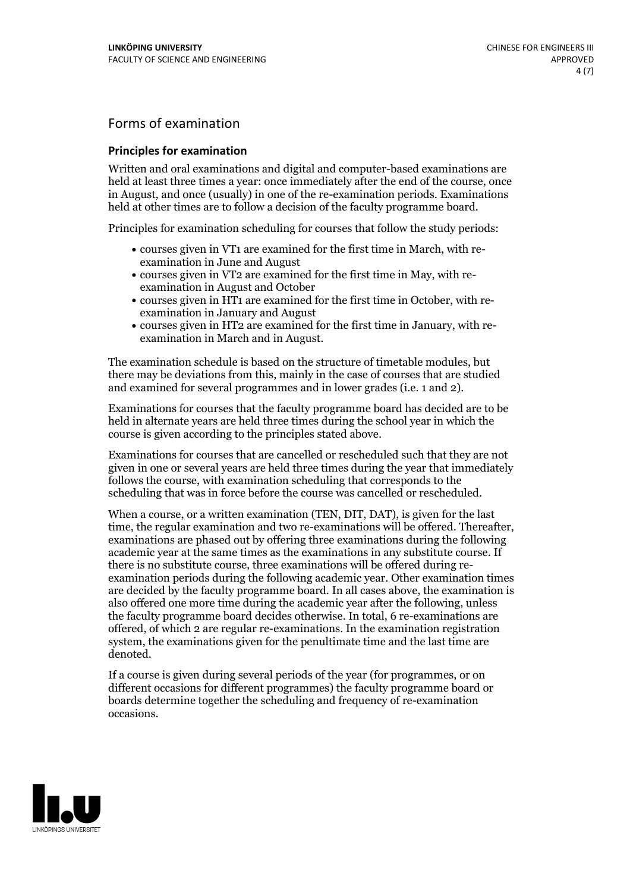## Forms of examination

### Principles for examination

Written and oral examinations and digital and computer-based examinations are held at least three times a year: once immediately after the end of the course, once in August, and once (usually) in one of the re-examination periods. Examinations held at other times are to follow a decision of the faculty programme board.

Principles for examination scheduling for courses that follow the study periods:

- courses given in VT1 are examined for the first time in March, with re-examination in June and August
- courses given in VT2 are examined for the first time in May, with re-examination in August and October
- courses given in HT1 are examined for the first time in October, with re-examination in January and August
- courses given in HT2 are examined for the first time in January, with re-examination in March and in August.

The examination schedule is based on the structure of timetable modules, but there may be deviations from this, mainly in the case of courses that are studied and examined for several programmes and in lower grades (i.e. 1 and 2).

Examinations for courses that the faculty programme board has decided are to be held in alternate years are held three times during the school year in which the course is given according to the principles stated above.

Examinations for courses that are cancelled or rescheduled such that they are not given in one or several years are held three times during the year that immediately follows the course, with examination scheduling that corresponds to the scheduling that was in force before the course was cancelled or rescheduled.

When a course, or a written examination (TEN, DIT, DAT), is given for the last time, the regular examination and two re-examinations will be offered. Thereafter, examinations are phased out by offering three examinations during the following academic year at the same times as the examinations in any substitute course. If there is no substitute course, three examinations will be offered during re-examination periods during the following academic year. Other examination times are decided by the faculty programme board. In all cases above, the examination is also offered one more time during the academic year after the following, unless the faculty programme board decides otherwise. In total, 6 re-examinations are offered, of which 2 are regular re-examinations. In the examination registration system, the examinations given for the penultimate time and the last time are denoted.

If a course is given during several periods of the year (for programmes, or on different occasions for different programmes) the faculty programme board or boards determine together the scheduling and frequency of re-examination occasions.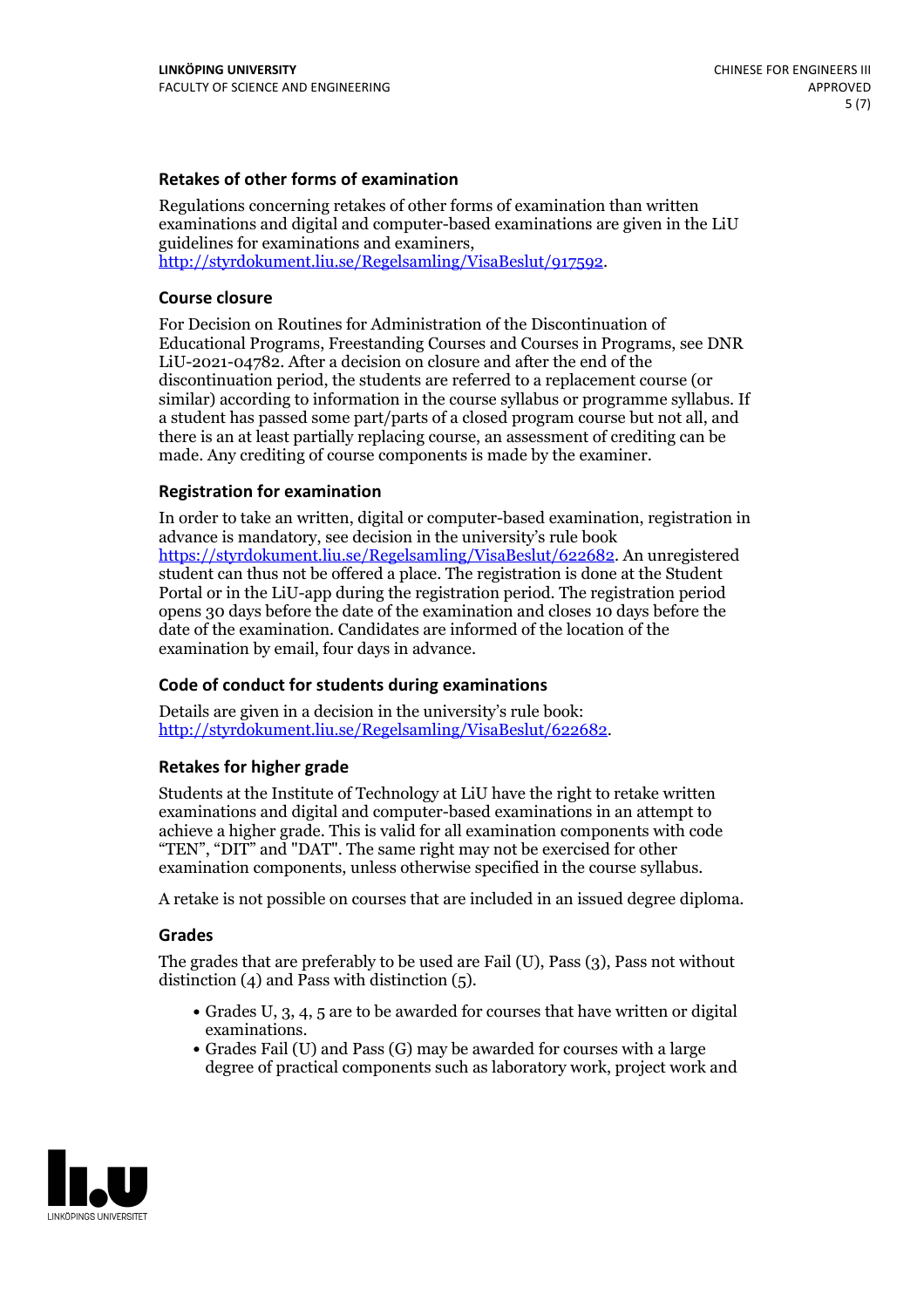### Retakes of other forms of examination

Regulations concerning retakes of other forms of examination than written examinations and digital and computer-based examinations are given in the LiU guidelines for examinations and examiners, http://styrdokument.liu.se/Regelsamling/VisaBeslut/917592.

### Course closure

For Decision on Routines for Administration of the Discontinuation of Educational Programs, Freestanding Courses and Courses in Programs, see DNR LiU-2021-04782. After a decision on closure and after the end of the discontinuation period, the students are referred to a replacement course (or similar) according to information in the course syllabus or programme syllabus. If a student has passed some part/parts of a closed program course but not all, and there is an at least partially replacing course, an assessment of crediting can be made. Any crediting of course components is made by the examiner.

### Registration for examination

In order to take an written, digital or computer-based examination, registration in advance is mandatory, see decision in the university's rule book https://styrdokument.liu.se/Regelsamling/VisaBeslut/622682. An unregistered student can thus not be offered a place. The registration is done at the Student Portal or in the LiU-app during the registration period. The registration period opens 30 days before the date of the examination and closes 10 days before the date of the examination. Candidates are informed of the location of the examination by email, four days in advance.

### Code of conduct for students during examinations

Details are given in a decision in the university's rule book: http://styrdokument.liu.se/Regelsamling/VisaBeslut/622682.

### Retakes for higher grade

Students at the Institute of Technology at LiU have the right to retake written examinations and digital and computer-based examinations in an attempt to achieve a higher grade. This is valid for all examination components with code "TEN", "DIT" and "DAT". The same right may not be exercised for other examination components, unless otherwise specified in the course syllabus.

A retake is not possible on courses that are included in an issued degree diploma.

### Grades

The grades that are preferably to be used are Fail (U), Pass (3), Pass not without distinction (4) and Pass with distinction (5).

- Grades U, 3, 4, 5 are to be awarded for courses that have written or digital examinations.
- Grades Fail (U) and Pass (G) may be awarded for courses with a large degree of practical components such as laboratory work, project work and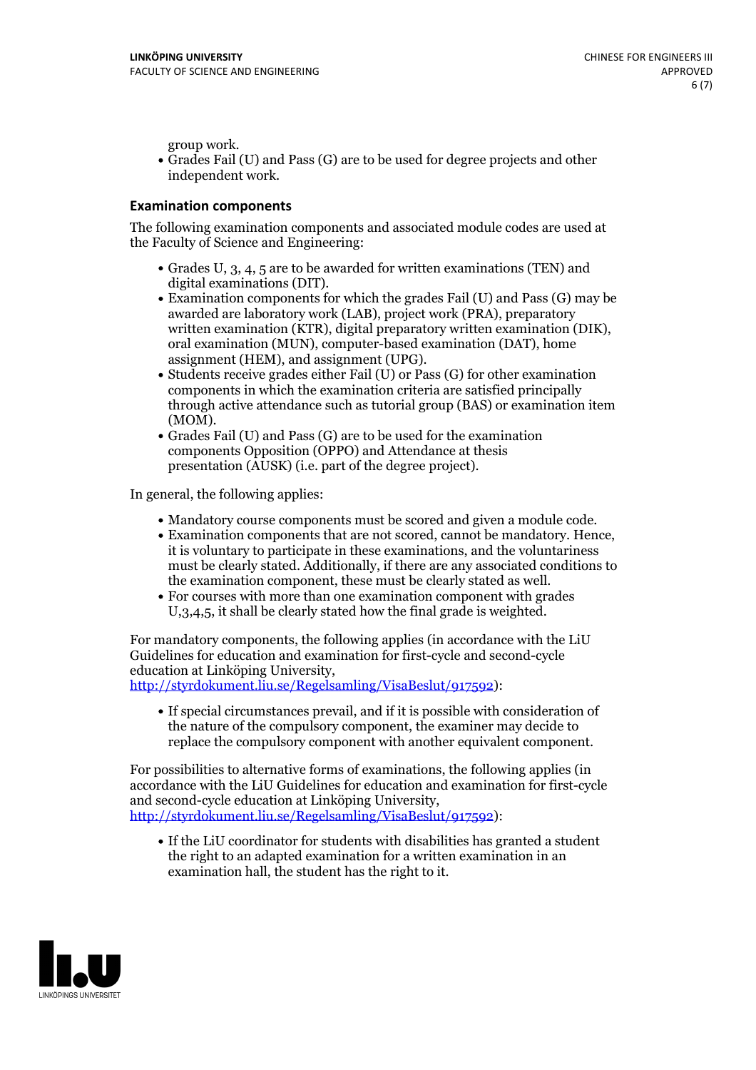group work.

- Grades Fail (U) and Pass (G) are to be used for degree projects and other independent work.

### Examination components

The following examination components and associated module codes are used at the Faculty of Science and Engineering:

- Grades U, 3, 4, 5 are to be awarded for written examinations (TEN) and digital examinations (DIT).
- Examination components for which the grades Fail (U) and Pass (G) may be awarded are laboratory work (LAB), project work (PRA), preparatory written examination (KTR), digital preparatory written examination (DIK), oral examination (MUN), computer-based examination (DAT), home assignment (HEM), and assignment (UPG).
- Students receive grades either Fail (U) or Pass (G) for other examination components in which the examination criteria are satisfied principally through active attendance such as tutorial group (BAS) or examination item (MOM).
- Grades Fail (U) and Pass (G) are to be used for the examination components Opposition (OPPO) and Attendance at thesis presentation (AUSK) (i.e. part of the degree project).

In general, the following applies:

- Mandatory course components must be scored and given a module code.
- Examination components that are not scored, cannot be mandatory. Hence, it is voluntary to participate in these examinations, and the voluntariness must be clearly stated. Additionally, if there are any associated conditions to the examination component, these must be clearly stated as well.
- For courses with more than one examination component with grades U,3,4,5, it shall be clearly stated how the final grade is weighted.

For mandatory components, the following applies (in accordance with the LiU Guidelines for education and examination for first-cycle and second-cycle education at Linköping University, http://styrdokument.liu.se/Regelsamling/VisaBeslut/917592):

- If special circumstances prevail, and if it is possible with consideration of the nature of the compulsory component, the examiner may decide to replace the compulsory component with another equivalent component.

For possibilities to alternative forms of examinations, the following applies (in accordance with the LiU Guidelines for education and examination for first-cycle and second-cycle education at Linköping University, http://styrdokument.liu.se/Regelsamling/VisaBeslut/917592):

- If the LiU coordinator for students with disabilities has granted a student the right to an adapted examination for a written examination in an examination hall, the student has the right to it.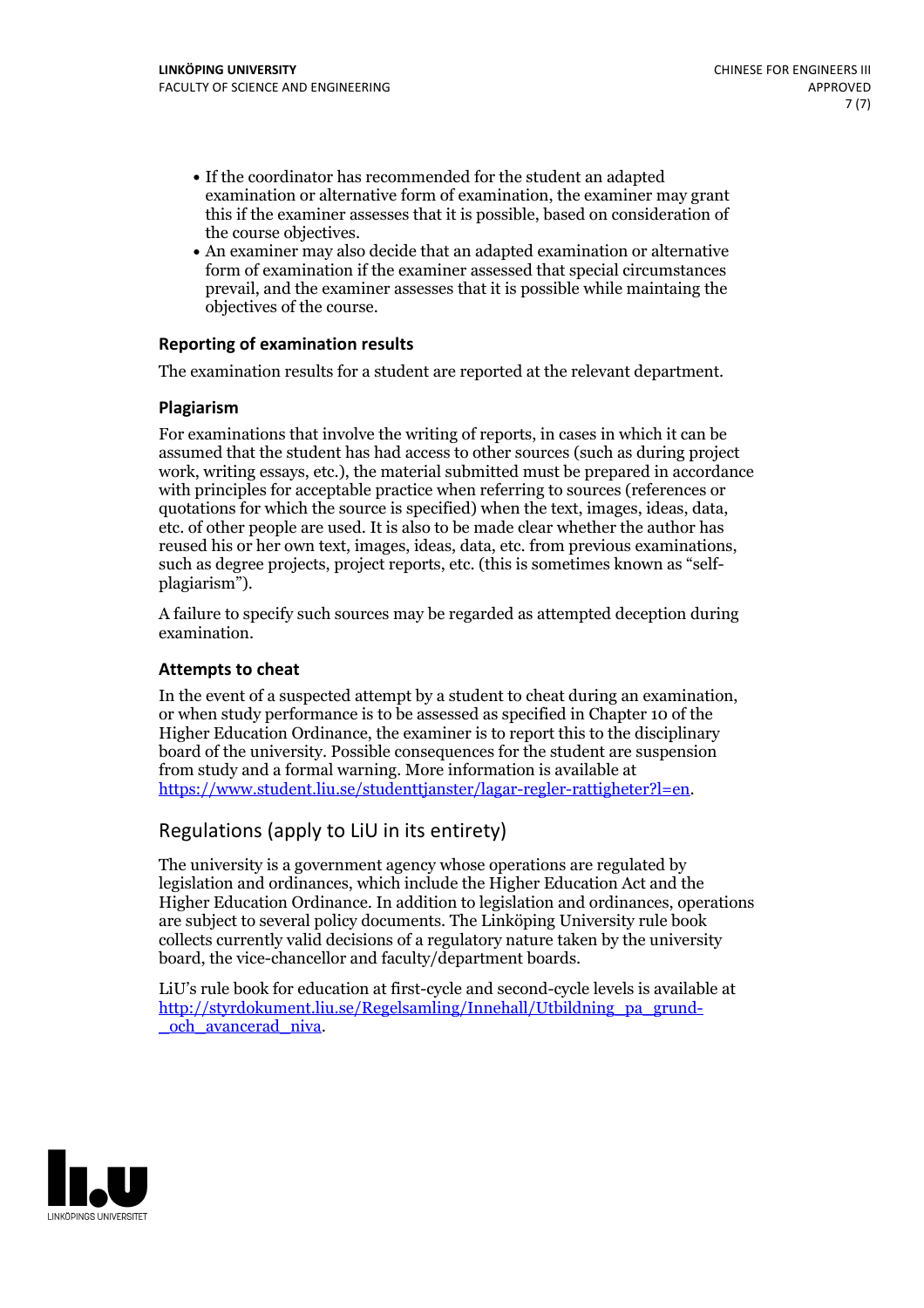- If the coordinator has recommended for the student an adapted examination or alternative form of examination, the examiner may grant this if the examiner assesses that it is possible, based on consideration of the course objectives.
- An examiner may also decide that an adapted examination or alternative form of examination if the examiner assessed that special circumstances prevail, and the examiner assesses that it is possible while maintaing the objectives of the course.

### Reporting of examination results

The examination results for a student are reported at the relevant department.

### Plagiarism

For examinations that involve the writing of reports, in cases in which it can be assumed that the student has had access to other sources (such as during project work, writing essays, etc.), the material submitted must be prepared in accordance with principles for acceptable practice when referring to sources (references or quotations for which the source is specified) when the text, images, ideas, data, etc. of other people are used. It is also to be made clear whether the author has reused his or her own text, images, ideas, data, etc. from previous examinations, such as degree projects, project reports, etc. (this is sometimes known as "self-plagiarism").

A failure to specify such sources may be regarded as attempted deception during examination.

### Attempts to cheat

In the event of a suspected attempt by a student to cheat during an examination, or when study performance is to be assessed as specified in Chapter 10 of the Higher Education Ordinance, the examiner is to report this to the disciplinary board of the university. Possible consequences for the student are suspension from study and a formal warning. More information is available at [https://www.student.liu.se/studenttjanster/lagar-regler-rattigheter?l=en](https://www.student.liu.se/studenttjanster/lagar-regler-rattigheter?l=en).

## Regulations (apply to LiU in its entirety)

The university is a government agency whose operations are regulated by legislation and ordinances, which include the Higher Education Act and the Higher Education Ordinance. In addition to legislation and ordinances, operations are subject to several policy documents. The Linköping University rule book collects currently valid decisions of a regulatory nature taken by the university board, the vice-chancellor and faculty/department boards.

LiU's rule book for education at first-cycle and second-cycle levels is available at [http://styrdokument.liu.se/Regelsamling/Innehall/Utbildning_pa_grund-_och_avancerad_niva](http://styrdokument.liu.se/Regelsamling/Innehall/Utbildning_pa_grund-_och_avancerad_niva).